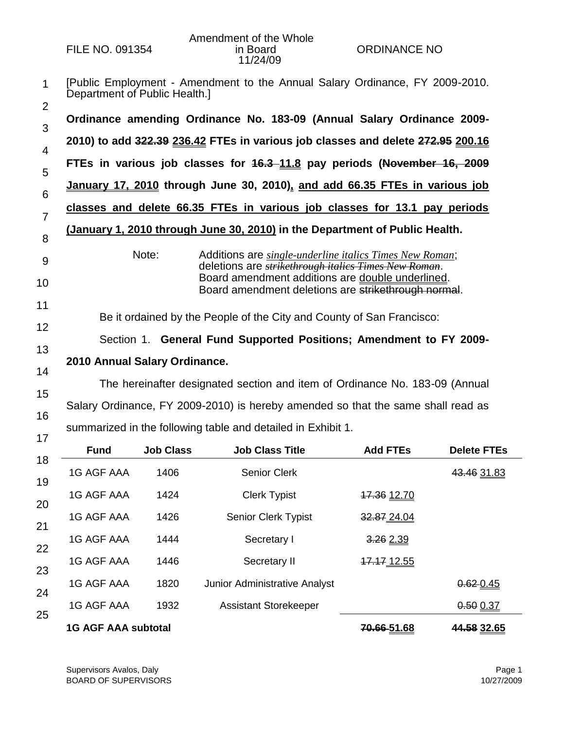FILE NO. 091354

Amendment of the Whole in Board 11/24/09

ORDINANCE NO

[Public Employment - Amendment to the Annual Salary Ordinance, FY 2009-2010. Department of Public Health.]

**Ordinance amending Ordinance No. 183-09 (Annual Salary Ordinance 2009-2010) to add ~~322.39~~ 236.42 FTEs in various job classes and delete ~~272.95~~ 200.16 FTEs in various job classes for ~~16.3~~ 11.8 pay periods (~~November 16, 2009~~ January 17, 2010 through June 30, 2010), and add 66.35 FTEs in various job classes and delete 66.35 FTEs in various job classes for 13.1 pay periods (January 1, 2010 through June 30, 2010) in the Department of Public Health.**

Note: Additions are *single-underline italics Times New Roman*; deletions are ~~*strikethrough italics Times New Roman*~~. Board amendment additions are double underlined. Board amendment deletions are ~~strikethrough normal~~.

Be it ordained by the People of the City and County of San Francisco:

Section 1. **General Fund Supported Positions; Amendment to FY 2009-2010 Annual Salary Ordinance.**

The hereinafter designated section and item of Ordinance No. 183-09 (Annual Salary Ordinance, FY 2009-2010) is hereby amended so that the same shall read as summarized in the following table and detailed in Exhibit 1.

| Fund | Job Class | Job Class Title | Add FTEs | Delete FTEs |
|---|---|---|---|---|
| 1G AGF AAA | 1406 | Senior Clerk | | ~~43.46~~ 31.83 |
| 1G AGF AAA | 1424 | Clerk Typist | ~~17.36~~ 12.70 | |
| 1G AGF AAA | 1426 | Senior Clerk Typist | ~~32.87~~ 24.04 | |
| 1G AGF AAA | 1444 | Secretary I | ~~3.26~~ 2.39 | |
| 1G AGF AAA | 1446 | Secretary II | ~~17.17~~ 12.55 | |
| 1G AGF AAA | 1820 | Junior Administrative Analyst | | ~~0.62~~ 0.45 |
| 1G AGF AAA | 1932 | Assistant Storekeeper | | ~~0.50~~ 0.37 |
| **1G AGF AAA subtotal** | | | **~~70.66~~ 51.68** | **~~44.58~~ 32.65** |

Supervisors Avalos, Daly
BOARD OF SUPERVISORS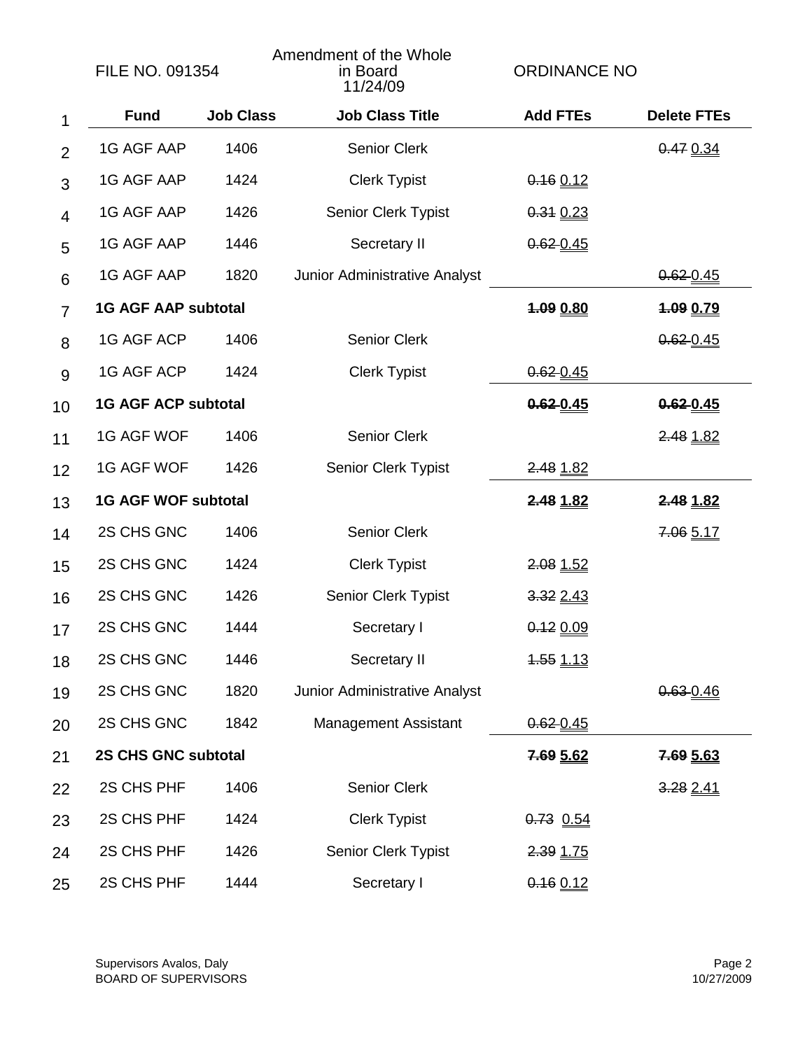FILE NO. 091354

Amendment of the Whole in Board 11/24/09

ORDINANCE NO

| | Fund | Job Class | Job Class Title | Add FTEs | Delete FTEs |
|---|---|---|---|---|---|
| 1 | | | | | |
| 2 | 1G AGF AAP | 1406 | Senior Clerk | | ~~0.47~~ <u>0.34</u> |
| 3 | 1G AGF AAP | 1424 | Clerk Typist | ~~0.16~~ <u>0.12</u> | |
| 4 | 1G AGF AAP | 1426 | Senior Clerk Typist | ~~0.31~~ <u>0.23</u> | |
| 5 | 1G AGF AAP | 1446 | Secretary II | ~~0.62~~ <u>0.45</u> | |
| 6 | 1G AGF AAP | 1820 | Junior Administrative Analyst | | ~~0.62~~ <u>0.45</u> |
| 7 | **1G AGF AAP subtotal** | | | **~~1.09~~ <u>0.80</u>** | **~~1.09~~ <u>0.79</u>** |
| 8 | 1G AGF ACP | 1406 | Senior Clerk | | ~~0.62~~ <u>0.45</u> |
| 9 | 1G AGF ACP | 1424 | Clerk Typist | ~~0.62~~ <u>0.45</u> | |
| 10 | **1G AGF ACP subtotal** | | | **~~0.62~~ <u>0.45</u>** | **~~0.62~~ <u>0.45</u>** |
| 11 | 1G AGF WOF | 1406 | Senior Clerk | | ~~2.48~~ <u>1.82</u> |
| 12 | 1G AGF WOF | 1426 | Senior Clerk Typist | ~~2.48~~ <u>1.82</u> | |
| 13 | **1G AGF WOF subtotal** | | | **~~2.48~~ <u>1.82</u>** | **~~2.48~~ <u>1.82</u>** |
| 14 | 2S CHS GNC | 1406 | Senior Clerk | | ~~7.06~~ <u>5.17</u> |
| 15 | 2S CHS GNC | 1424 | Clerk Typist | ~~2.08~~ <u>1.52</u> | |
| 16 | 2S CHS GNC | 1426 | Senior Clerk Typist | ~~3.32~~ <u>2.43</u> | |
| 17 | 2S CHS GNC | 1444 | Secretary I | ~~0.12~~ <u>0.09</u> | |
| 18 | 2S CHS GNC | 1446 | Secretary II | ~~1.55~~ <u>1.13</u> | |
| 19 | 2S CHS GNC | 1820 | Junior Administrative Analyst | | ~~0.63~~ <u>0.46</u> |
| 20 | 2S CHS GNC | 1842 | Management Assistant | ~~0.62~~ <u>0.45</u> | |
| 21 | **2S CHS GNC subtotal** | | | **~~7.69~~ <u>5.62</u>** | **~~7.69~~ <u>5.63</u>** |
| 22 | 2S CHS PHF | 1406 | Senior Clerk | | ~~3.28~~ <u>2.41</u> |
| 23 | 2S CHS PHF | 1424 | Clerk Typist | ~~0.73~~ <u>0.54</u> | |
| 24 | 2S CHS PHF | 1426 | Senior Clerk Typist | ~~2.39~~ <u>1.75</u> | |
| 25 | 2S CHS PHF | 1444 | Secretary I | ~~0.16~~ <u>0.12</u> | |

Supervisors Avalos, Daly
BOARD OF SUPERVISORS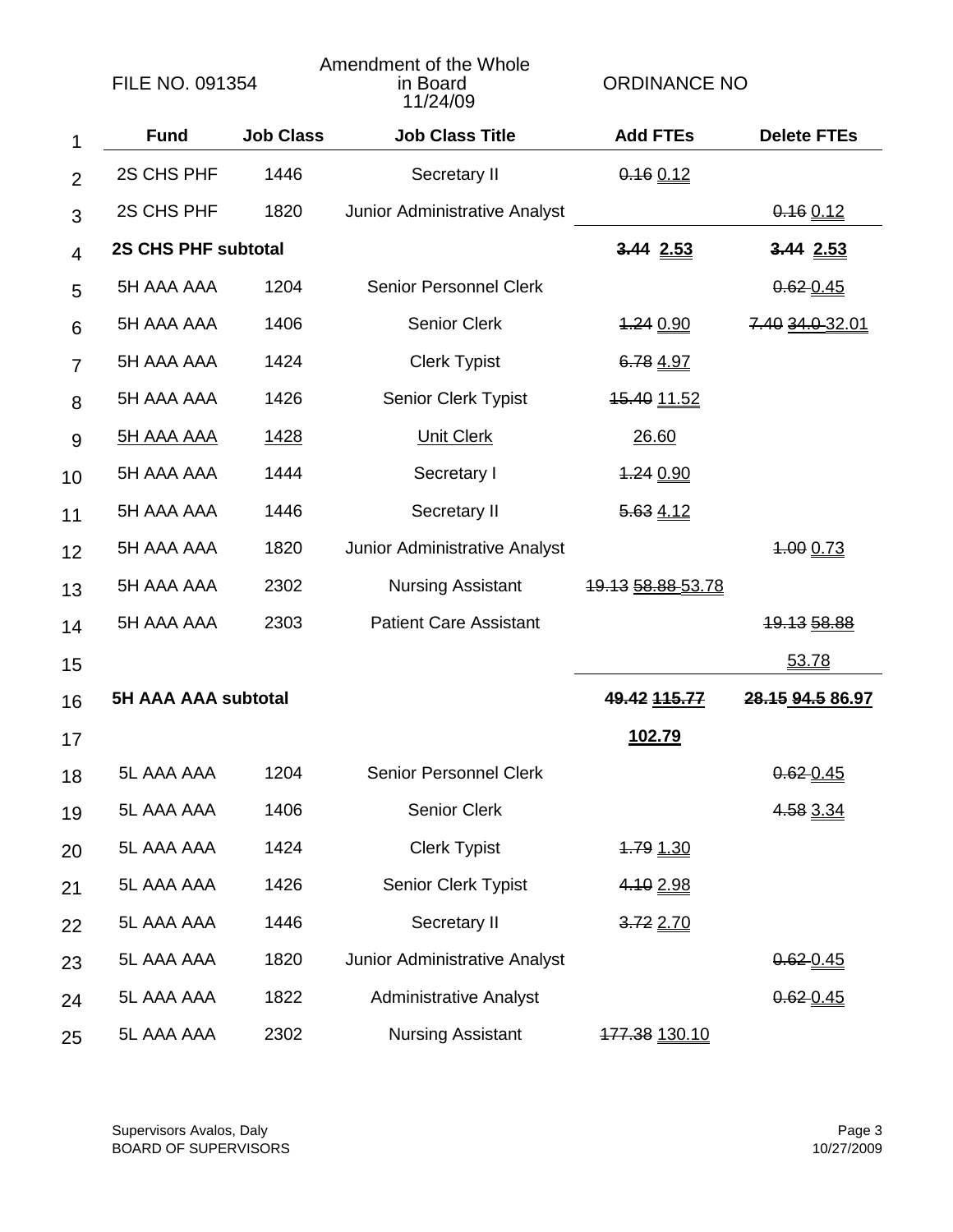FILE NO. 091354 | Amendment of the Whole in Board 11/24/09 | ORDINANCE NO

| Fund | Job Class | Job Class Title | Add FTEs | Delete FTEs |
|---|---|---|---|---|
| 2S CHS PHF | 1446 | Secretary II | ~~0.16~~ 0.12 | |
| 2S CHS PHF | 1820 | Junior Administrative Analyst | | ~~0.16~~ 0.12 |
| **2S CHS PHF subtotal** | | | **~~3.44~~ 2.53** | **~~3.44~~ 2.53** |
| 5H AAA AAA | 1204 | Senior Personnel Clerk | | ~~0.62~~ 0.45 |
| 5H AAA AAA | 1406 | Senior Clerk | ~~1.24~~ 0.90 | ~~7.40~~ ~~34.0~~ 32.01 |
| 5H AAA AAA | 1424 | Clerk Typist | ~~6.78~~ 4.97 | |
| 5H AAA AAA | 1426 | Senior Clerk Typist | ~~15.40~~ 11.52 | |
| 5H AAA AAA | 1428 | Unit Clerk | 26.60 | |
| 5H AAA AAA | 1444 | Secretary I | ~~1.24~~ 0.90 | |
| 5H AAA AAA | 1446 | Secretary II | ~~5.63~~ 4.12 | |
| 5H AAA AAA | 1820 | Junior Administrative Analyst | | ~~1.00~~ 0.73 |
| 5H AAA AAA | 2302 | Nursing Assistant | ~~19.13~~ ~~58.88~~ 53.78 | |
| 5H AAA AAA | 2303 | Patient Care Assistant | | ~~19.13~~ ~~58.88~~ 53.78 |
| **5H AAA AAA subtotal** | | | **49.42 ~~115.77~~ 102.79** | **~~28.15~~ ~~94.5~~ 86.97** |
| 5L AAA AAA | 1204 | Senior Personnel Clerk | | ~~0.62~~ 0.45 |
| 5L AAA AAA | 1406 | Senior Clerk | | ~~4.58~~ 3.34 |
| 5L AAA AAA | 1424 | Clerk Typist | ~~1.79~~ 1.30 | |
| 5L AAA AAA | 1426 | Senior Clerk Typist | ~~4.10~~ 2.98 | |
| 5L AAA AAA | 1446 | Secretary II | ~~3.72~~ 2.70 | |
| 5L AAA AAA | 1820 | Junior Administrative Analyst | | ~~0.62~~ 0.45 |
| 5L AAA AAA | 1822 | Administrative Analyst | | ~~0.62~~ 0.45 |
| 5L AAA AAA | 2302 | Nursing Assistant | ~~177.38~~ 130.10 | |

Supervisors Avalos, Daly
BOARD OF SUPERVISORS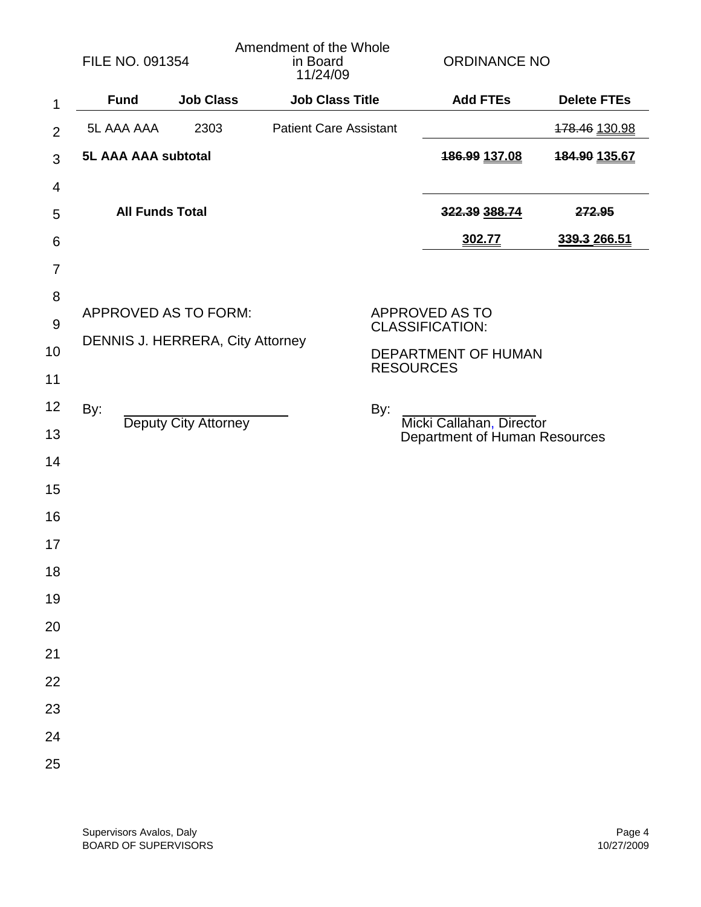FILE NO. 091354 — Amendment of the Whole in Board 11/24/09 — ORDINANCE NO

| Fund | Job Class | Job Class Title | Add FTEs | Delete FTEs |
|---|---|---|---|---|
| 5L AAA AAA | 2303 | Patient Care Assistant | | ~~178.46~~ <u>130.98</u> |
| **5L AAA AAA subtotal** | | | **~~186.99~~ <u>137.08</u>** | **~~184.90~~ <u>135.67</u>** |
| **All Funds Total** | | | **~~322.39~~ <u>388.74</u>** | **~~272.95~~** |
| | | | **<u>302.77</u>** | **~~339.3~~ <u>266.51</u>** |

APPROVED AS TO FORM:

DENNIS J. HERRERA, City Attorney

By: ______________________
Deputy City Attorney

APPROVED AS TO CLASSIFICATION:

DEPARTMENT OF HUMAN RESOURCES

By: ______________________
Micki Callahan, Director
Department of Human Resources

Supervisors Avalos, Daly
BOARD OF SUPERVISORS

10/27/2009